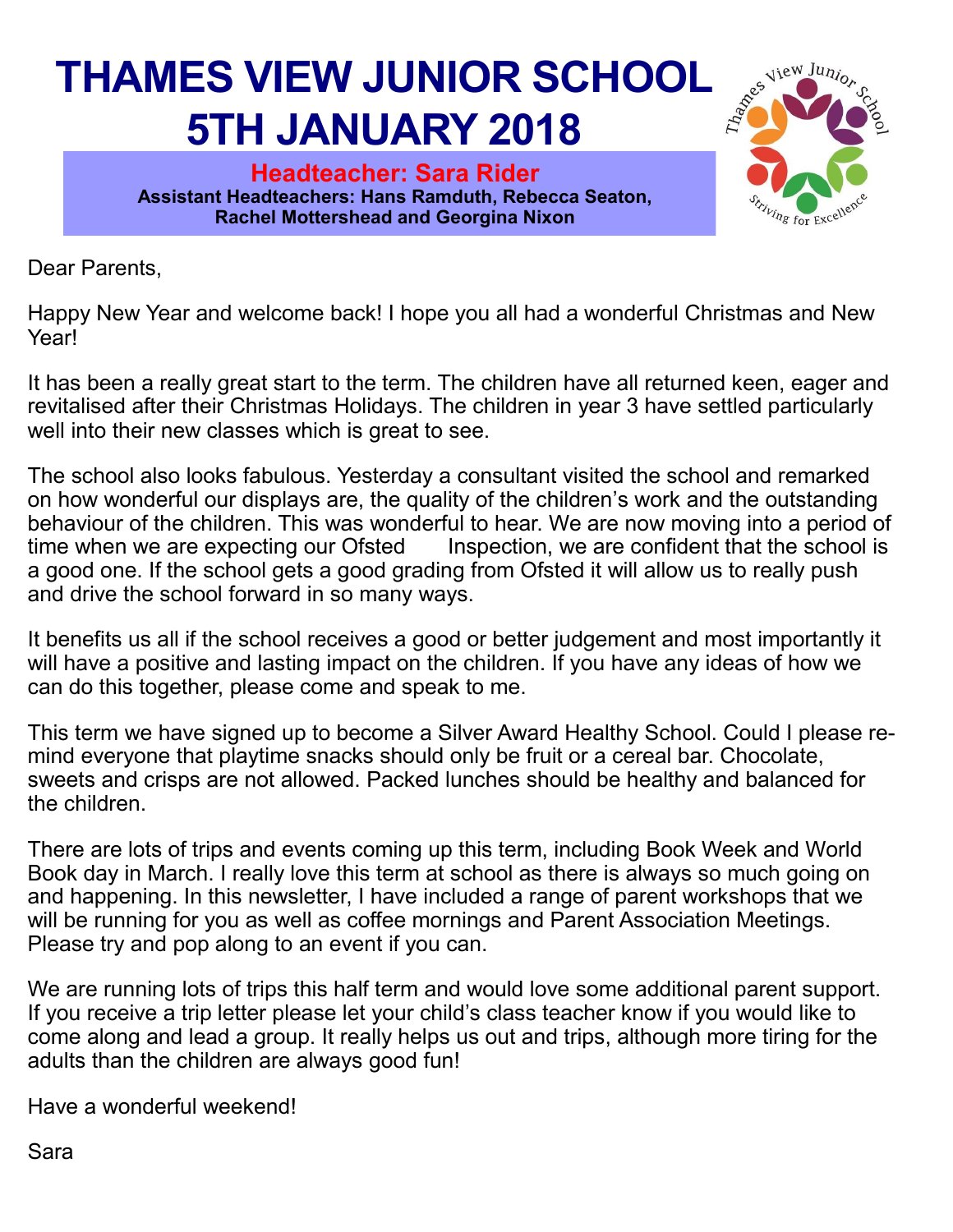# THAMES VIEW JUNIOR SCHOOL
# 5TH JANUARY 2018

**Headteacher: Sara Rider**

**Assistant Headteachers: Hans Ramduth, Rebecca Seaton, Rachel Mottershead and Georgina Nixon**

Dear Parents,

Happy New Year and welcome back! I hope you all had a wonderful Christmas and New Year!

It has been a really great start to the term. The children have all returned keen, eager and revitalised after their Christmas Holidays. The children in year 3 have settled particularly well into their new classes which is great to see.

The school also looks fabulous. Yesterday a consultant visited the school and remarked on how wonderful our displays are, the quality of the children's work and the outstanding behaviour of the children. This was wonderful to hear. We are now moving into a period of time when we are expecting our Ofsted Inspection, we are confident that the school is a good one. If the school gets a good grading from Ofsted it will allow us to really push and drive the school forward in so many ways.

It benefits us all if the school receives a good or better judgement and most importantly it will have a positive and lasting impact on the children. If you have any ideas of how we can do this together, please come and speak to me.

This term we have signed up to become a Silver Award Healthy School. Could I please remind everyone that playtime snacks should only be fruit or a cereal bar. Chocolate, sweets and crisps are not allowed. Packed lunches should be healthy and balanced for the children.

There are lots of trips and events coming up this term, including Book Week and World Book day in March. I really love this term at school as there is always so much going on and happening. In this newsletter, I have included a range of parent workshops that we will be running for you as well as coffee mornings and Parent Association Meetings. Please try and pop along to an event if you can.

We are running lots of trips this half term and would love some additional parent support. If you receive a trip letter please let your child's class teacher know if you would like to come along and lead a group. It really helps us out and trips, although more tiring for the adults than the children are always good fun!

Have a wonderful weekend!

Sara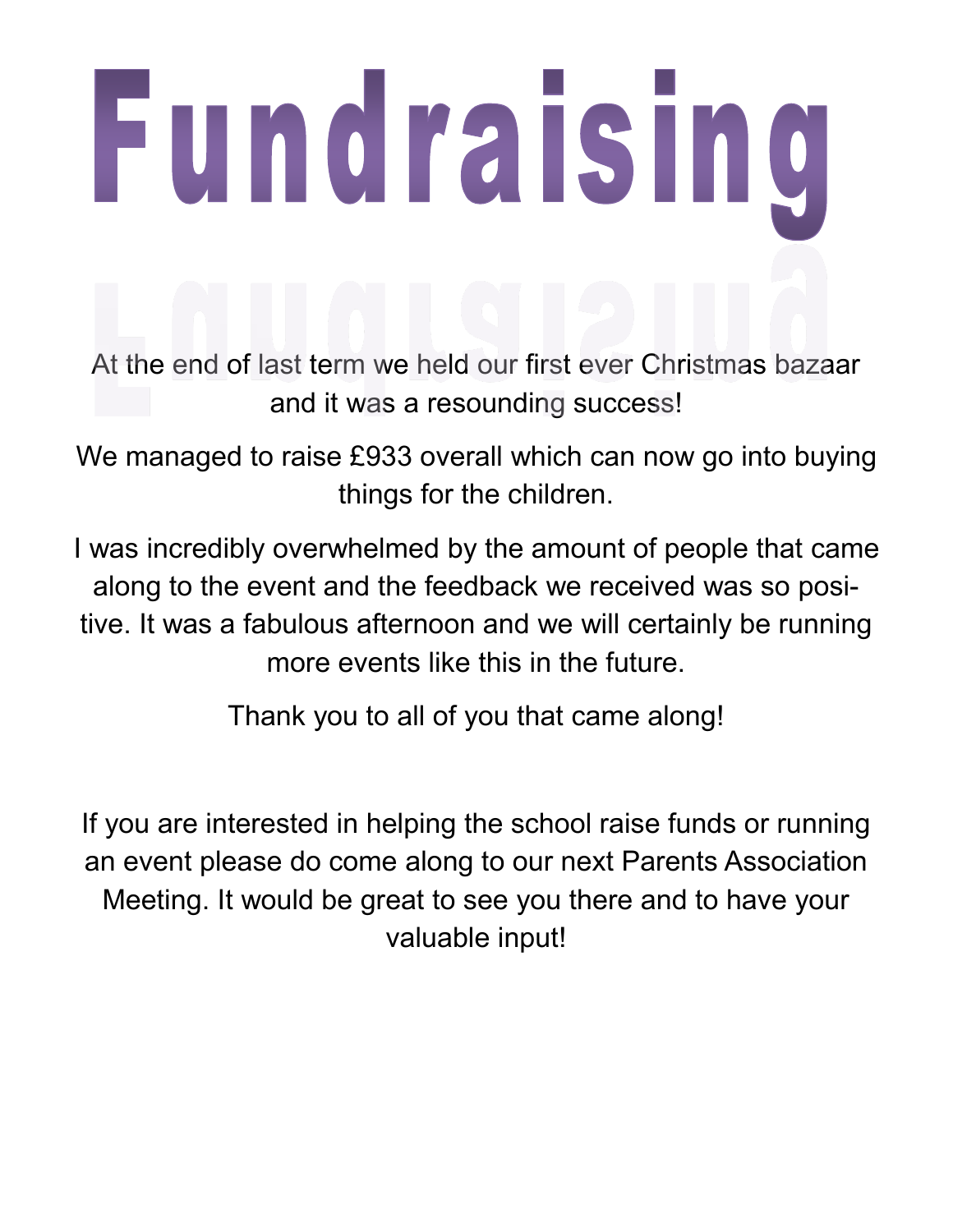# Fundraising

At the end of last term we held our first ever Christmas bazaar and it was a resounding success!

We managed to raise £933 overall which can now go into buying things for the children.

I was incredibly overwhelmed by the amount of people that came along to the event and the feedback we received was so positive. It was a fabulous afternoon and we will certainly be running more events like this in the future.

Thank you to all of you that came along!

If you are interested in helping the school raise funds or running an event please do come along to our next Parents Association Meeting. It would be great to see you there and to have your valuable input!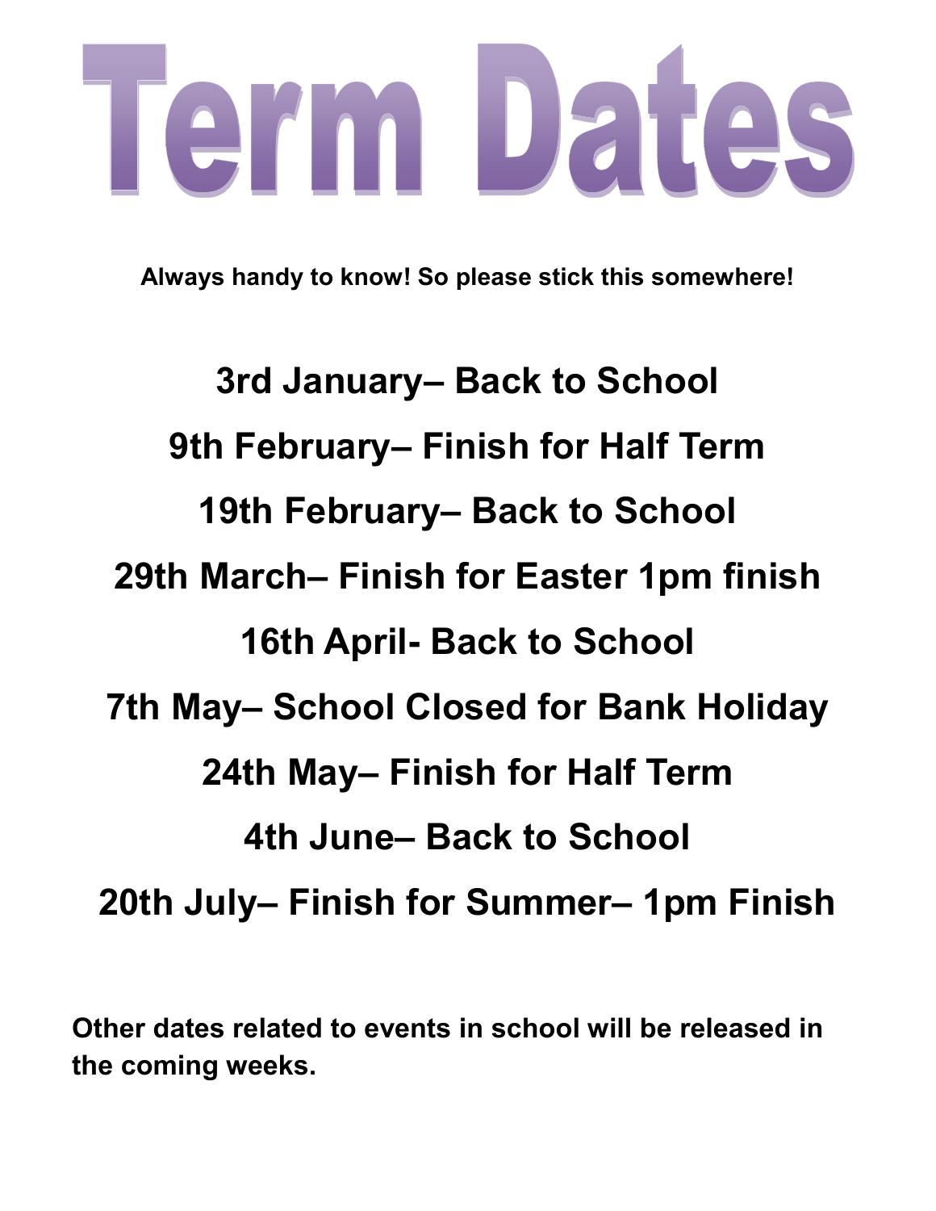# Term Dates

**Always handy to know! So please stick this somewhere!**

**3rd January– Back to School**

**9th February– Finish for Half Term**

**19th February– Back to School**

**29th March– Finish for Easter 1pm finish**

**16th April- Back to School**

**7th May– School Closed for Bank Holiday**

**24th May– Finish for Half Term**

**4th June– Back to School**

**20th July– Finish for Summer– 1pm Finish**

**Other dates related to events in school will be released in the coming weeks.**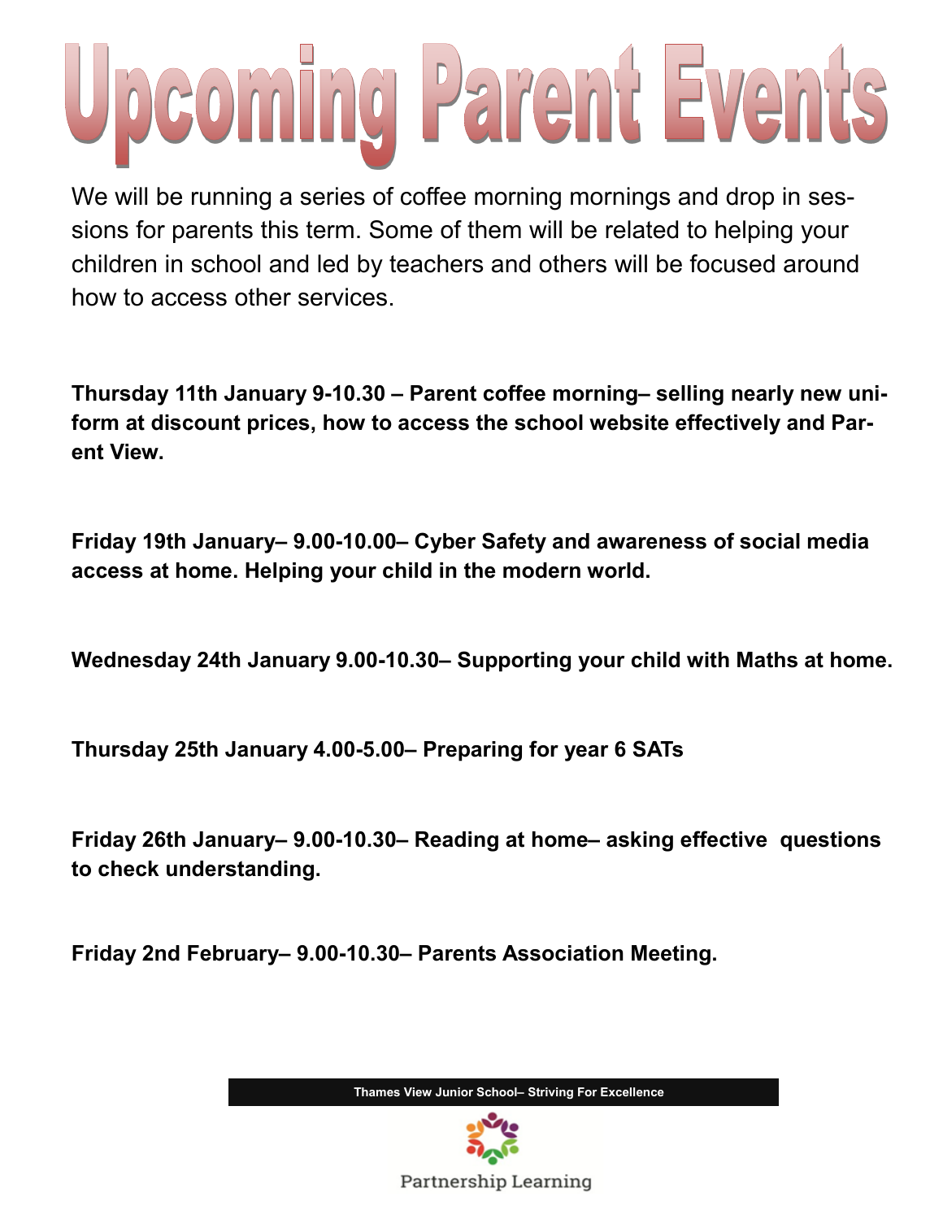# Upcoming Parent Events

We will be running a series of coffee morning mornings and drop in sessions for parents this term. Some of them will be related to helping your children in school and led by teachers and others will be focused around how to access other services.

**Thursday 11th January 9-10.30 – Parent coffee morning– selling nearly new uniform at discount prices, how to access the school website effectively and Parent View.**

**Friday 19th January– 9.00-10.00– Cyber Safety and awareness of social media access at home. Helping your child in the modern world.**

**Wednesday 24th January 9.00-10.30– Supporting your child with Maths at home.**

**Thursday 25th January 4.00-5.00– Preparing for year 6 SATs**

**Friday 26th January– 9.00-10.30– Reading at home– asking effective questions to check understanding.**

**Friday 2nd February– 9.00-10.30– Parents Association Meeting.**

**Thames View Junior School– Striving For Excellence**

Partnership Learning